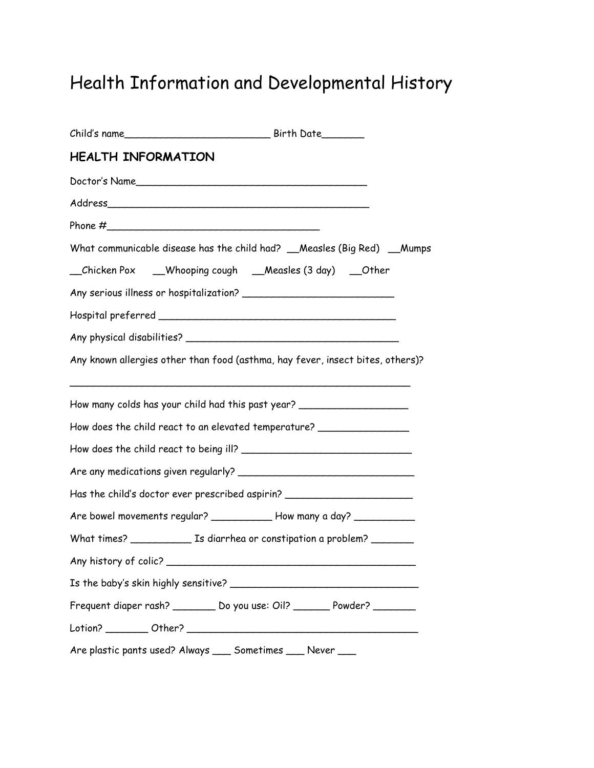# Health Information and Developmental History

Child's name________________________ Birth Date_______

## HEALTH INFORMATION

Doctor's Name_______________________________________

Address_____________________________________________

Phone #___________________________________

What communicable disease has the child had? __Measles (Big Red) __Mumps

__Chicken Pox __Whooping cough __Measles (3 day) __Other

Any serious illness or hospitalization? _________________________

Hospital preferred ________________________________________

Any physical disabilities? ____________________________________

Any known allergies other than food (asthma, hay fever, insect bites, others)?

___________________________________________________________

How many colds has your child had this past year? __________________

How does the child react to an elevated temperature? _______________

How does the child react to being ill? _____________________________

Are any medications given regularly? ______________________________

Has the child's doctor ever prescribed aspirin? _____________________

Are bowel movements regular? __________ How many a day? __________

What times? __________ Is diarrhea or constipation a problem? _______

Any history of colic? ___________________________________________

Is the baby's skin highly sensitive? ________________________________

Frequent diaper rash? _______ Do you use: Oil? ______ Powder? _______

Lotion? _______ Other? _________________________________________

Are plastic pants used? Always ___ Sometimes ___ Never ___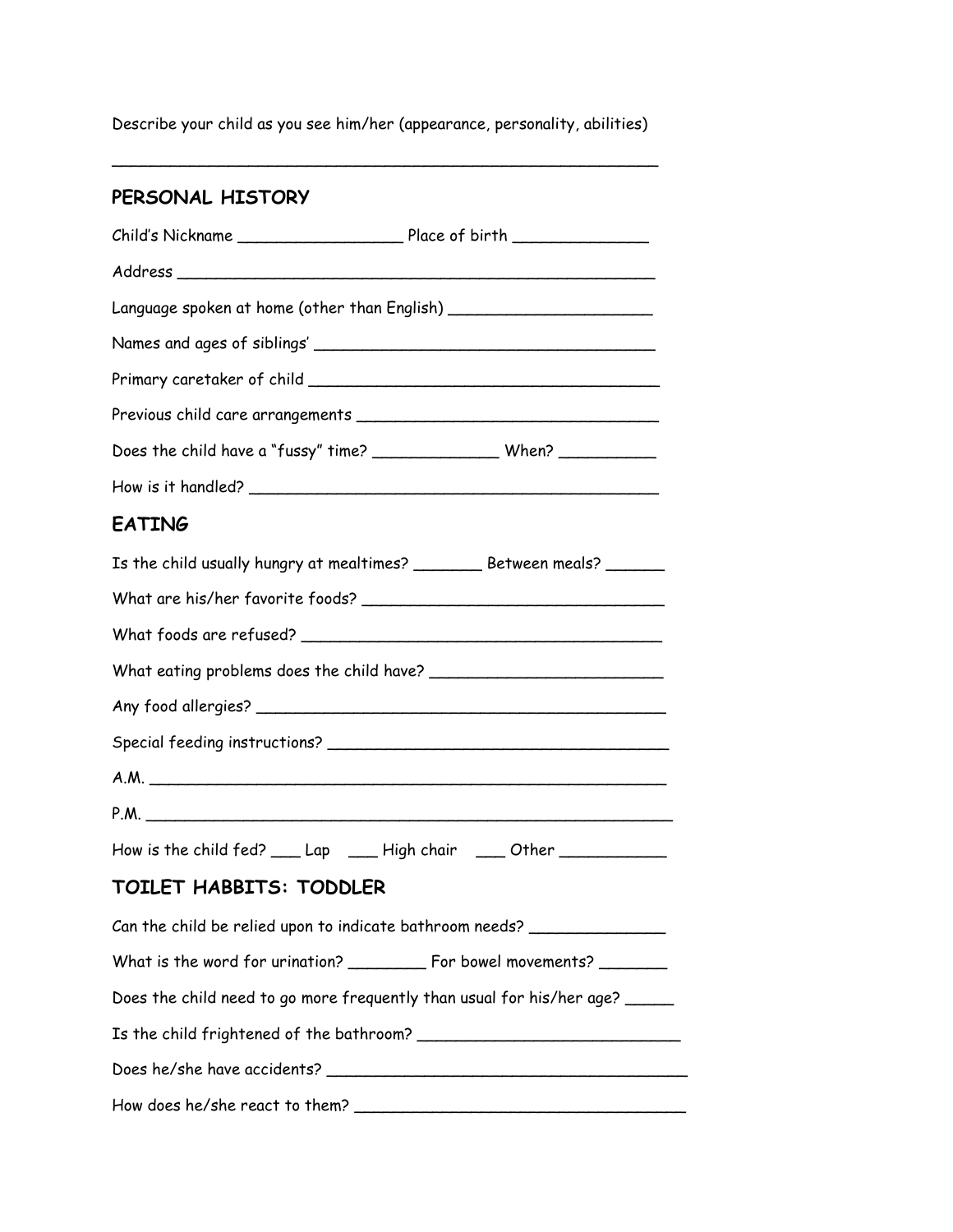Describe your child as you see him/her (appearance, personality, abilities)

___________________________________________________________

## PERSONAL HISTORY

Child's Nickname _________________ Place of birth ______________

Address __________________________________________________

Language spoken at home (other than English) _____________________

Names and ages of siblings' ___________________________________

Primary caretaker of child ____________________________________

Previous child care arrangements ________________________________

Does the child have a "fussy" time? _____________ When? __________

How is it handled? ____________________________________________

## EATING

Is the child usually hungry at mealtimes? _______ Between meals? ______

What are his/her favorite foods? ________________________________

What foods are refused? ______________________________________

What eating problems does the child have? ________________________

Any food allergies? ___________________________________________

Special feeding instructions? ___________________________________

A.M. ______________________________________________________

P.M. ______________________________________________________

How is the child fed? ___ Lap ___ High chair ___ Other ___________

## TOILET HABBITS: TODDLER

Can the child be relied upon to indicate bathroom needs? ______________

What is the word for urination? ________ For bowel movements? _______

Does the child need to go more frequently than usual for his/her age? _____

Is the child frightened of the bathroom? ___________________________

Does he/she have accidents? ____________________________________

How does he/she react to them? __________________________________